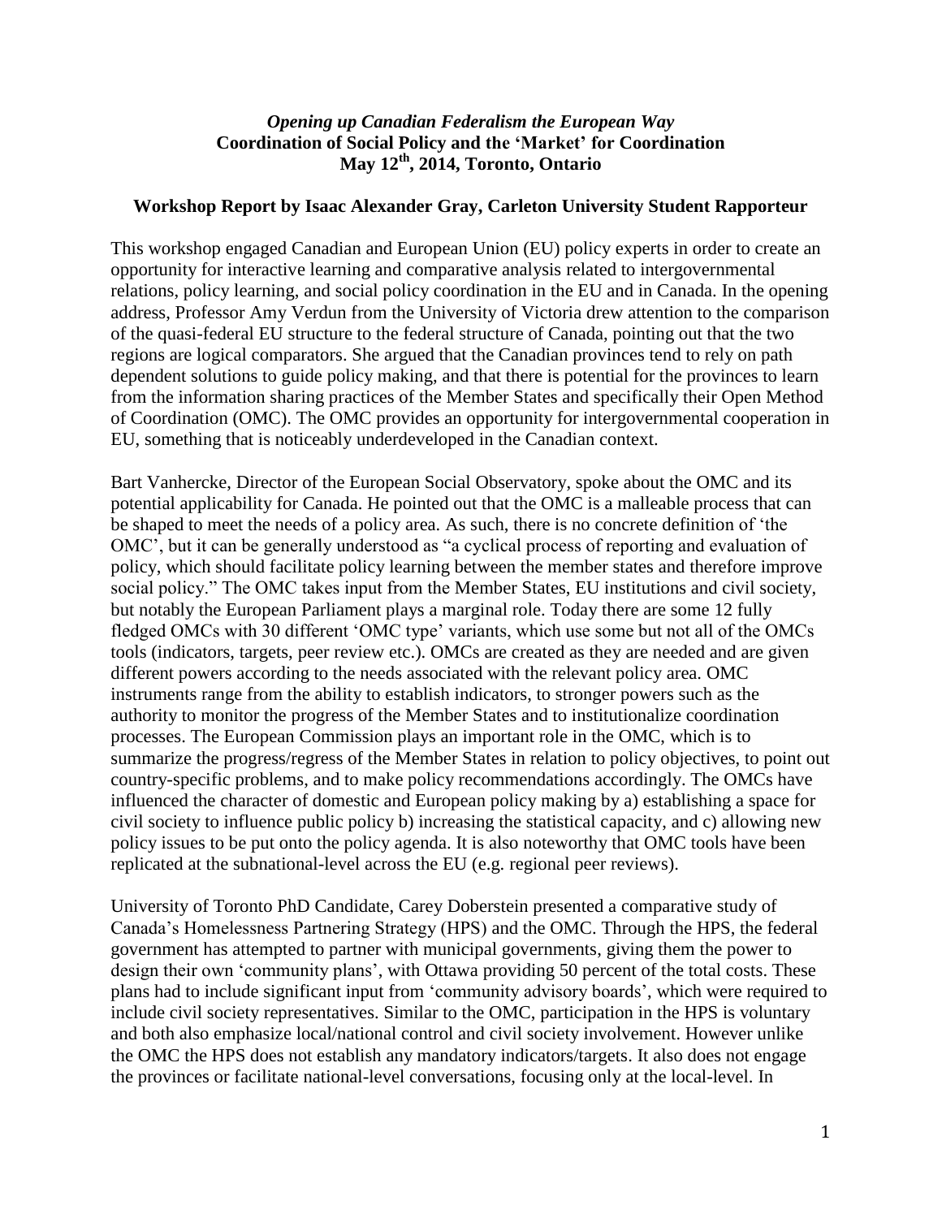# *Opening up Canadian Federalism the European Way*

## Coordination of Social Policy and the 'Market' for Coordination

## May 12th, 2014, Toronto, Ontario

### Workshop Report by Isaac Alexander Gray, Carleton University Student Rapporteur

This workshop engaged Canadian and European Union (EU) policy experts in order to create an opportunity for interactive learning and comparative analysis related to intergovernmental relations, policy learning, and social policy coordination in the EU and in Canada. In the opening address, Professor Amy Verdun from the University of Victoria drew attention to the comparison of the quasi-federal EU structure to the federal structure of Canada, pointing out that the two regions are logical comparators. She argued that the Canadian provinces tend to rely on path dependent solutions to guide policy making, and that there is potential for the provinces to learn from the information sharing practices of the Member States and specifically their Open Method of Coordination (OMC). The OMC provides an opportunity for intergovernmental cooperation in EU, something that is noticeably underdeveloped in the Canadian context.

Bart Vanhercke, Director of the European Social Observatory, spoke about the OMC and its potential applicability for Canada. He pointed out that the OMC is a malleable process that can be shaped to meet the needs of a policy area. As such, there is no concrete definition of 'the OMC', but it can be generally understood as "a cyclical process of reporting and evaluation of policy, which should facilitate policy learning between the member states and therefore improve social policy." The OMC takes input from the Member States, EU institutions and civil society, but notably the European Parliament plays a marginal role. Today there are some 12 fully fledged OMCs with 30 different 'OMC type' variants, which use some but not all of the OMCs tools (indicators, targets, peer review etc.). OMCs are created as they are needed and are given different powers according to the needs associated with the relevant policy area. OMC instruments range from the ability to establish indicators, to stronger powers such as the authority to monitor the progress of the Member States and to institutionalize coordination processes. The European Commission plays an important role in the OMC, which is to summarize the progress/regress of the Member States in relation to policy objectives, to point out country-specific problems, and to make policy recommendations accordingly. The OMCs have influenced the character of domestic and European policy making by a) establishing a space for civil society to influence public policy b) increasing the statistical capacity, and c) allowing new policy issues to be put onto the policy agenda. It is also noteworthy that OMC tools have been replicated at the subnational-level across the EU (e.g. regional peer reviews).

University of Toronto PhD Candidate, Carey Doberstein presented a comparative study of Canada's Homelessness Partnering Strategy (HPS) and the OMC. Through the HPS, the federal government has attempted to partner with municipal governments, giving them the power to design their own 'community plans', with Ottawa providing 50 percent of the total costs. These plans had to include significant input from 'community advisory boards', which were required to include civil society representatives. Similar to the OMC, participation in the HPS is voluntary and both also emphasize local/national control and civil society involvement. However unlike the OMC the HPS does not establish any mandatory indicators/targets. It also does not engage the provinces or facilitate national-level conversations, focusing only at the local-level. In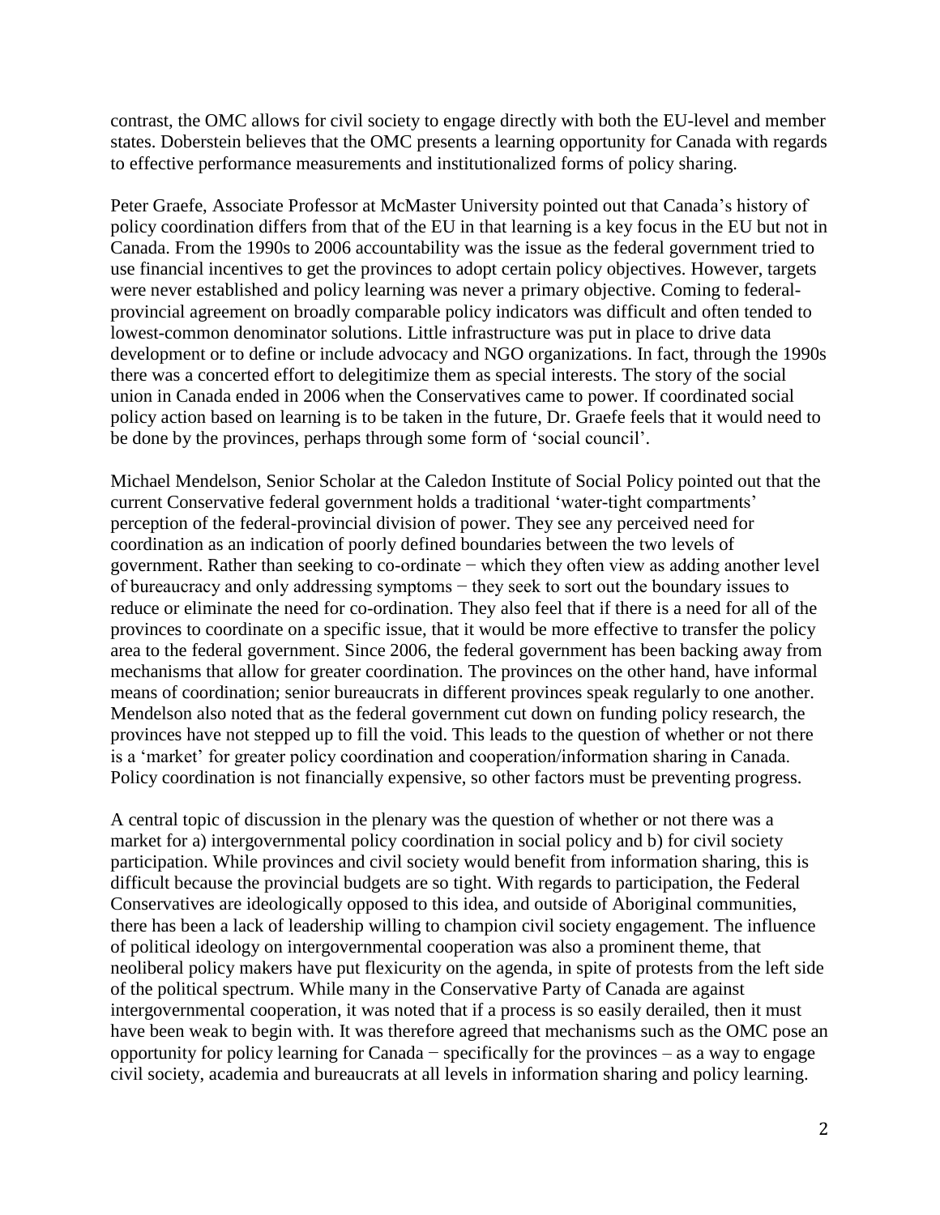contrast, the OMC allows for civil society to engage directly with both the EU-level and member states. Doberstein believes that the OMC presents a learning opportunity for Canada with regards to effective performance measurements and institutionalized forms of policy sharing.

Peter Graefe, Associate Professor at McMaster University pointed out that Canada's history of policy coordination differs from that of the EU in that learning is a key focus in the EU but not in Canada. From the 1990s to 2006 accountability was the issue as the federal government tried to use financial incentives to get the provinces to adopt certain policy objectives. However, targets were never established and policy learning was never a primary objective. Coming to federal-provincial agreement on broadly comparable policy indicators was difficult and often tended to lowest-common denominator solutions. Little infrastructure was put in place to drive data development or to define or include advocacy and NGO organizations. In fact, through the 1990s there was a concerted effort to delegitimize them as special interests. The story of the social union in Canada ended in 2006 when the Conservatives came to power. If coordinated social policy action based on learning is to be taken in the future, Dr. Graefe feels that it would need to be done by the provinces, perhaps through some form of 'social council'.

Michael Mendelson, Senior Scholar at the Caledon Institute of Social Policy pointed out that the current Conservative federal government holds a traditional 'water-tight compartments' perception of the federal-provincial division of power. They see any perceived need for coordination as an indication of poorly defined boundaries between the two levels of government. Rather than seeking to co-ordinate − which they often view as adding another level of bureaucracy and only addressing symptoms − they seek to sort out the boundary issues to reduce or eliminate the need for co-ordination. They also feel that if there is a need for all of the provinces to coordinate on a specific issue, that it would be more effective to transfer the policy area to the federal government. Since 2006, the federal government has been backing away from mechanisms that allow for greater coordination. The provinces on the other hand, have informal means of coordination; senior bureaucrats in different provinces speak regularly to one another. Mendelson also noted that as the federal government cut down on funding policy research, the provinces have not stepped up to fill the void. This leads to the question of whether or not there is a 'market' for greater policy coordination and cooperation/information sharing in Canada. Policy coordination is not financially expensive, so other factors must be preventing progress.

A central topic of discussion in the plenary was the question of whether or not there was a market for a) intergovernmental policy coordination in social policy and b) for civil society participation. While provinces and civil society would benefit from information sharing, this is difficult because the provincial budgets are so tight. With regards to participation, the Federal Conservatives are ideologically opposed to this idea, and outside of Aboriginal communities, there has been a lack of leadership willing to champion civil society engagement. The influence of political ideology on intergovernmental cooperation was also a prominent theme, that neoliberal policy makers have put flexicurity on the agenda, in spite of protests from the left side of the political spectrum. While many in the Conservative Party of Canada are against intergovernmental cooperation, it was noted that if a process is so easily derailed, then it must have been weak to begin with. It was therefore agreed that mechanisms such as the OMC pose an opportunity for policy learning for Canada − specifically for the provinces – as a way to engage civil society, academia and bureaucrats at all levels in information sharing and policy learning.